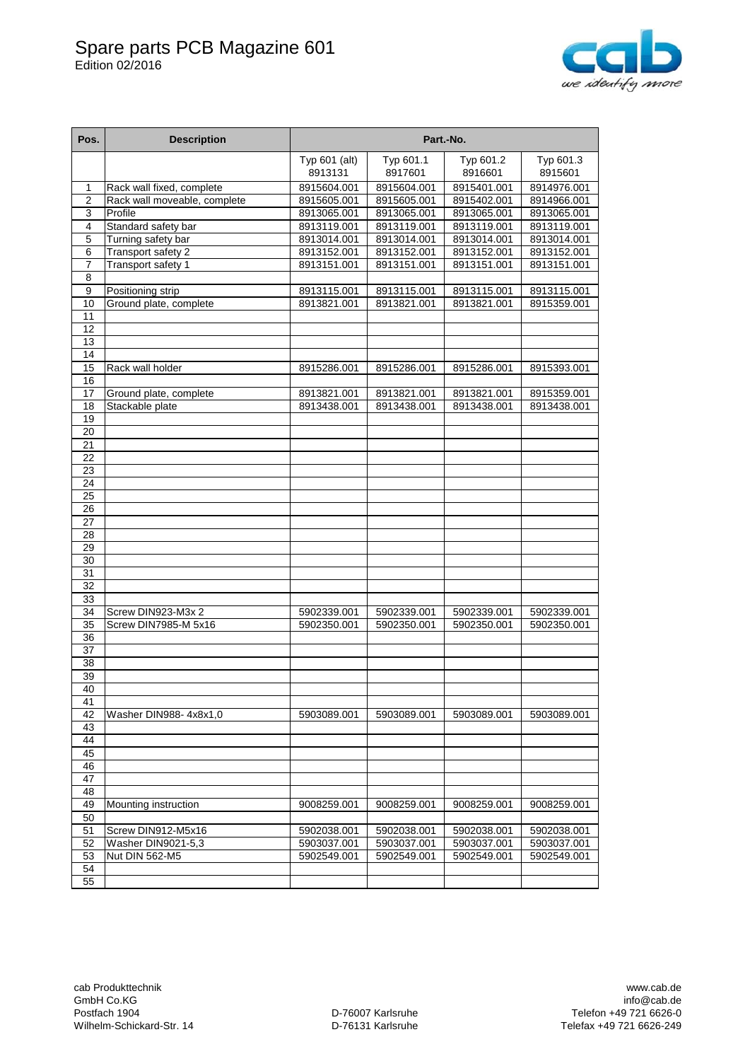# Spare parts PCB Magazine 601

Edition 02/2016

| Pos. | Description | Part.-No. | | | |
|---|---|---|---|---|---|
| | | Typ 601 (alt) 8913131 | Typ 601.1 8917601 | Typ 601.2 8916601 | Typ 601.3 8915601 |
| 1 | Rack wall fixed, complete | 8915604.001 | 8915604.001 | 8915401.001 | 8914976.001 |
| 2 | Rack wall moveable, complete | 8915605.001 | 8915605.001 | 8915402.001 | 8914966.001 |
| 3 | Profile | 8913065.001 | 8913065.001 | 8913065.001 | 8913065.001 |
| 4 | Standard safety bar | 8913119.001 | 8913119.001 | 8913119.001 | 8913119.001 |
| 5 | Turning safety bar | 8913014.001 | 8913014.001 | 8913014.001 | 8913014.001 |
| 6 | Transport safety 2 | 8913152.001 | 8913152.001 | 8913152.001 | 8913152.001 |
| 7 | Transport safety 1 | 8913151.001 | 8913151.001 | 8913151.001 | 8913151.001 |
| 8 | | | | | |
| 9 | Positioning strip | 8913115.001 | 8913115.001 | 8913115.001 | 8913115.001 |
| 10 | Ground plate, complete | 8913821.001 | 8913821.001 | 8913821.001 | 8915359.001 |
| 11 | | | | | |
| 12 | | | | | |
| 13 | | | | | |
| 14 | | | | | |
| 15 | Rack wall holder | 8915286.001 | 8915286.001 | 8915286.001 | 8915393.001 |
| 16 | | | | | |
| 17 | Ground plate, complete | 8913821.001 | 8913821.001 | 8913821.001 | 8915359.001 |
| 18 | Stackable plate | 8913438.001 | 8913438.001 | 8913438.001 | 8913438.001 |
| 19 | | | | | |
| 20 | | | | | |
| 21 | | | | | |
| 22 | | | | | |
| 23 | | | | | |
| 24 | | | | | |
| 25 | | | | | |
| 26 | | | | | |
| 27 | | | | | |
| 28 | | | | | |
| 29 | | | | | |
| 30 | | | | | |
| 31 | | | | | |
| 32 | | | | | |
| 33 | | | | | |
| 34 | Screw DIN923-M3x 2 | 5902339.001 | 5902339.001 | 5902339.001 | 5902339.001 |
| 35 | Screw DIN7985-M 5x16 | 5902350.001 | 5902350.001 | 5902350.001 | 5902350.001 |
| 36 | | | | | |
| 37 | | | | | |
| 38 | | | | | |
| 39 | | | | | |
| 40 | | | | | |
| 41 | | | | | |
| 42 | Washer DIN988- 4x8x1,0 | 5903089.001 | 5903089.001 | 5903089.001 | 5903089.001 |
| 43 | | | | | |
| 44 | | | | | |
| 45 | | | | | |
| 46 | | | | | |
| 47 | | | | | |
| 48 | | | | | |
| 49 | Mounting instruction | 9008259.001 | 9008259.001 | 9008259.001 | 9008259.001 |
| 50 | | | | | |
| 51 | Screw DIN912-M5x16 | 5902038.001 | 5902038.001 | 5902038.001 | 5902038.001 |
| 52 | Washer DIN9021-5,3 | 5903037.001 | 5903037.001 | 5903037.001 | 5903037.001 |
| 53 | Nut DIN 562-M5 | 5902549.001 | 5902549.001 | 5902549.001 | 5902549.001 |
| 54 | | | | | |
| 55 | | | | | |

cab Produkttechnik
GmbH Co.KG
Postfach 1904
Wilhelm-Schickard-Str. 14

D-76007 Karlsruhe
D-76131 Karlsruhe

www.cab.de
info@cab.de
Telefon +49 721 6626-0
Telefax +49 721 6626-249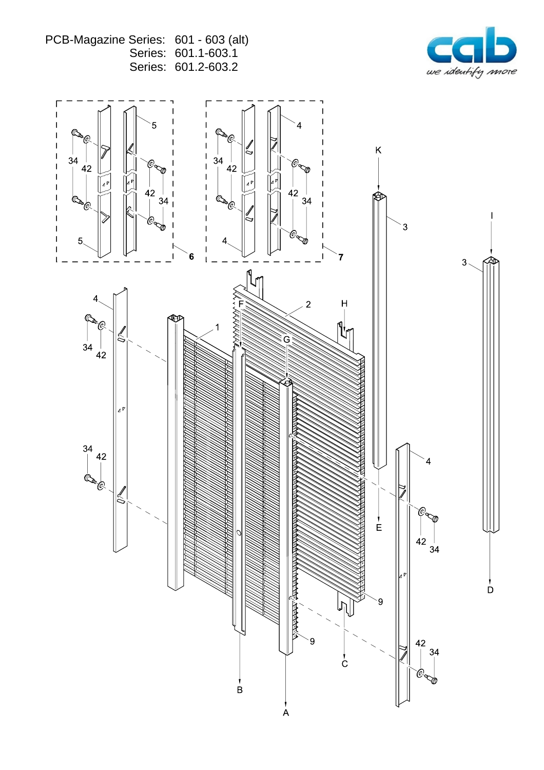PCB-Magazine Series: 601 - 603 (alt)
Series: 601.1-603.1
Series: 601.2-603.2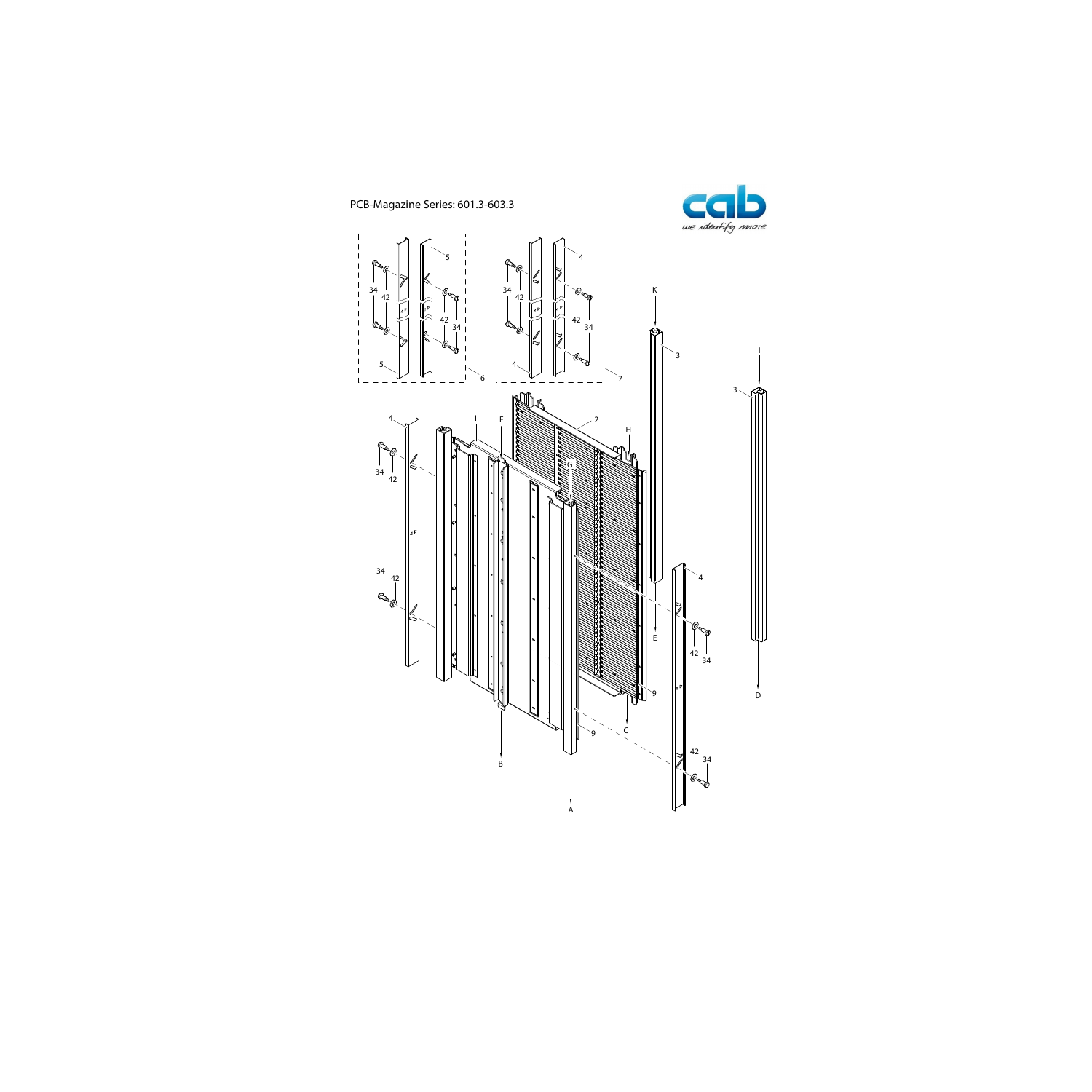PCB-Magazine Series: 601.3-603.3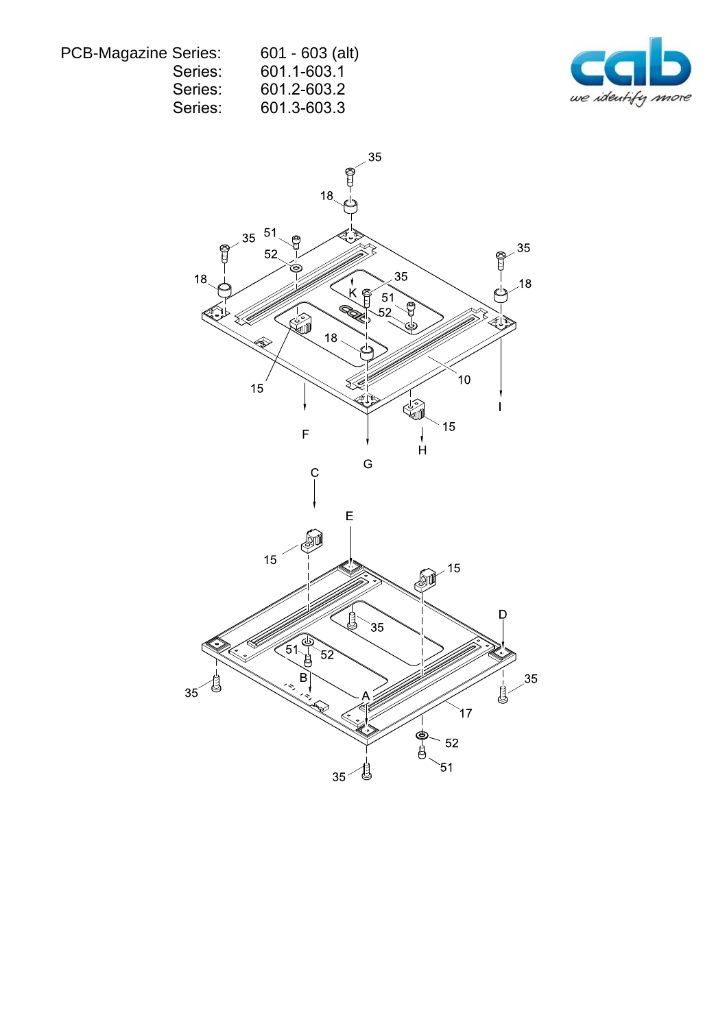| | |
|---|---|
| PCB-Magazine Series: | 601 - 603 (alt) |
| Series: | 601.1-603.1 |
| Series: | 601.2-603.2 |
| Series: | 601.3-603.3 |

cab
we identify more